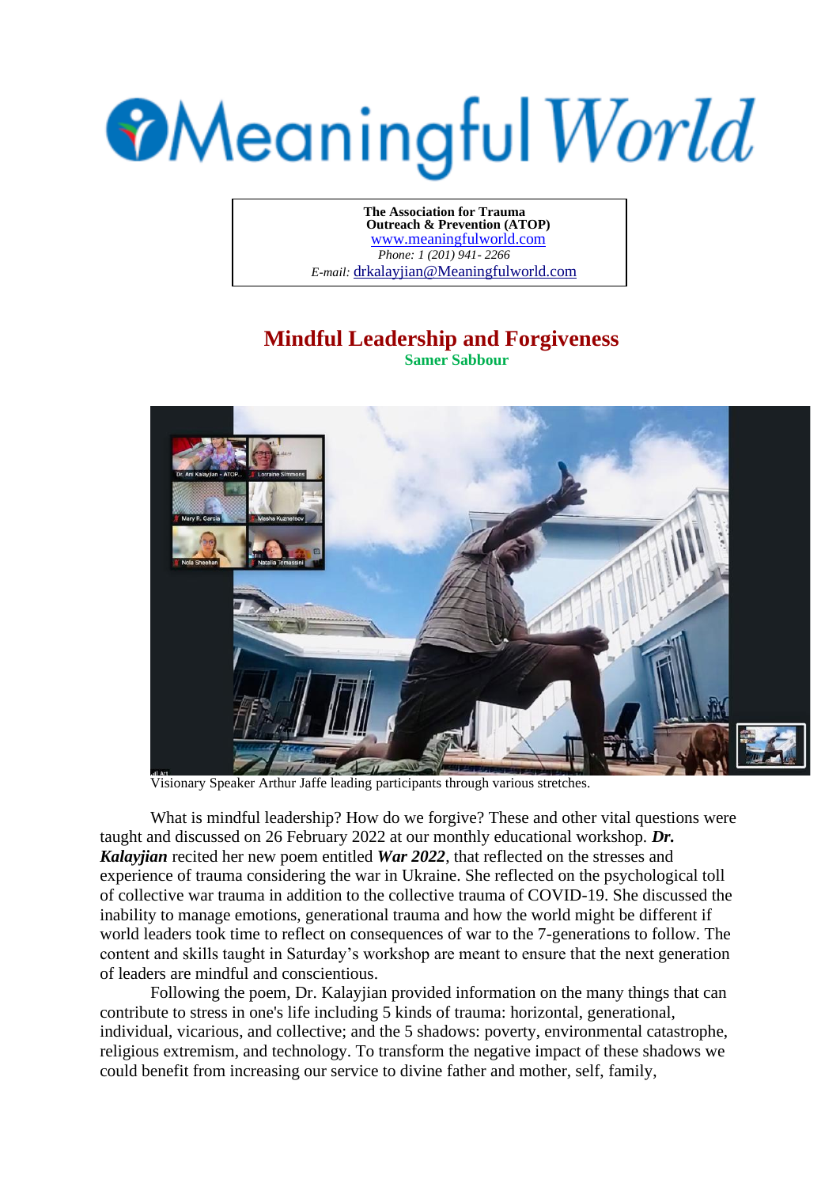# Meaningful World

**The Association for Trauma Outreach & Prevention (ATOP)**
www.meaningfulworld.com
*Phone: 1 (201) 941- 2266*
*E-mail:* drkalayjian@Meaningfulworld.com

# Mindful Leadership and Forgiveness

**Samer Sabbour**

Visionary Speaker Arthur Jaffe leading participants through various stretches.

What is mindful leadership? How do we forgive? These and other vital questions were taught and discussed on 26 February 2022 at our monthly educational workshop. ***Dr. Kalayjian*** recited her new poem entitled ***War 2022***, that reflected on the stresses and experience of trauma considering the war in Ukraine. She reflected on the psychological toll of collective war trauma in addition to the collective trauma of COVID-19. She discussed the inability to manage emotions, generational trauma and how the world might be different if world leaders took time to reflect on consequences of war to the 7-generations to follow. The content and skills taught in Saturday's workshop are meant to ensure that the next generation of leaders are mindful and conscientious.

Following the poem, Dr. Kalayjian provided information on the many things that can contribute to stress in one's life including 5 kinds of trauma: horizontal, generational, individual, vicarious, and collective; and the 5 shadows: poverty, environmental catastrophe, religious extremism, and technology. To transform the negative impact of these shadows we could benefit from increasing our service to divine father and mother, self, family,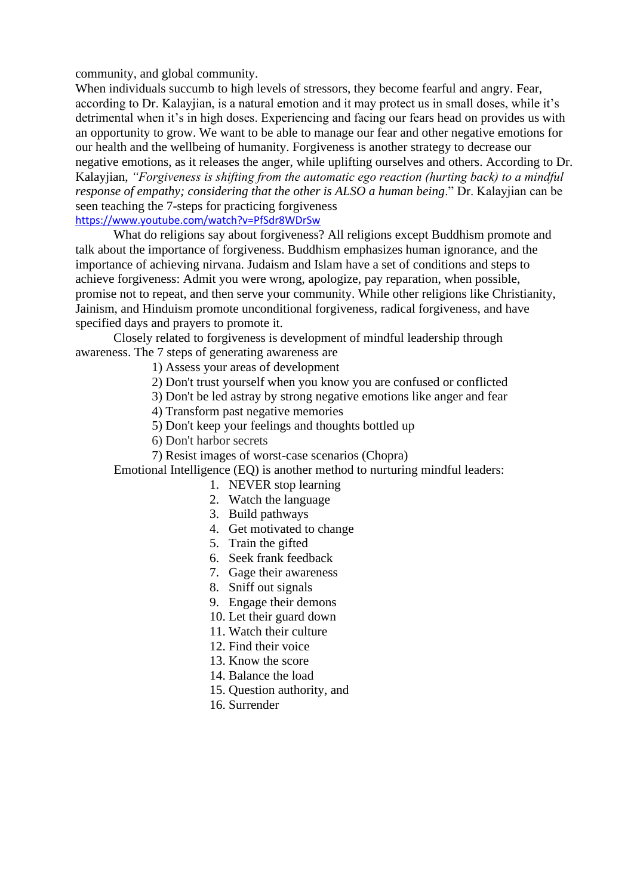community, and global community.

When individuals succumb to high levels of stressors, they become fearful and angry. Fear, according to Dr. Kalayjian, is a natural emotion and it may protect us in small doses, while it's detrimental when it's in high doses. Experiencing and facing our fears head on provides us with an opportunity to grow. We want to be able to manage our fear and other negative emotions for our health and the wellbeing of humanity. Forgiveness is another strategy to decrease our negative emotions, as it releases the anger, while uplifting ourselves and others. According to Dr. Kalayjian, *"Forgiveness is shifting from the automatic ego reaction (hurting back) to a mindful response of empathy; considering that the other is ALSO a human being*." Dr. Kalayjian can be seen teaching the 7-steps for practicing forgiveness https://www.youtube.com/watch?v=PfSdr8WDrSw

What do religions say about forgiveness? All religions except Buddhism promote and talk about the importance of forgiveness. Buddhism emphasizes human ignorance, and the importance of achieving nirvana. Judaism and Islam have a set of conditions and steps to achieve forgiveness: Admit you were wrong, apologize, pay reparation, when possible, promise not to repeat, and then serve your community. While other religions like Christianity, Jainism, and Hinduism promote unconditional forgiveness, radical forgiveness, and have specified days and prayers to promote it.

Closely related to forgiveness is development of mindful leadership through awareness. The 7 steps of generating awareness are

1) Assess your areas of development
2) Don't trust yourself when you know you are confused or conflicted
3) Don't be led astray by strong negative emotions like anger and fear
4) Transform past negative memories
5) Don't keep your feelings and thoughts bottled up
6) Don't harbor secrets
7) Resist images of worst-case scenarios (Chopra)

Emotional Intelligence (EQ) is another method to nurturing mindful leaders:

1. NEVER stop learning
2. Watch the language
3. Build pathways
4. Get motivated to change
5. Train the gifted
6. Seek frank feedback
7. Gage their awareness
8. Sniff out signals
9. Engage their demons
10. Let their guard down
11. Watch their culture
12. Find their voice
13. Know the score
14. Balance the load
15. Question authority, and
16. Surrender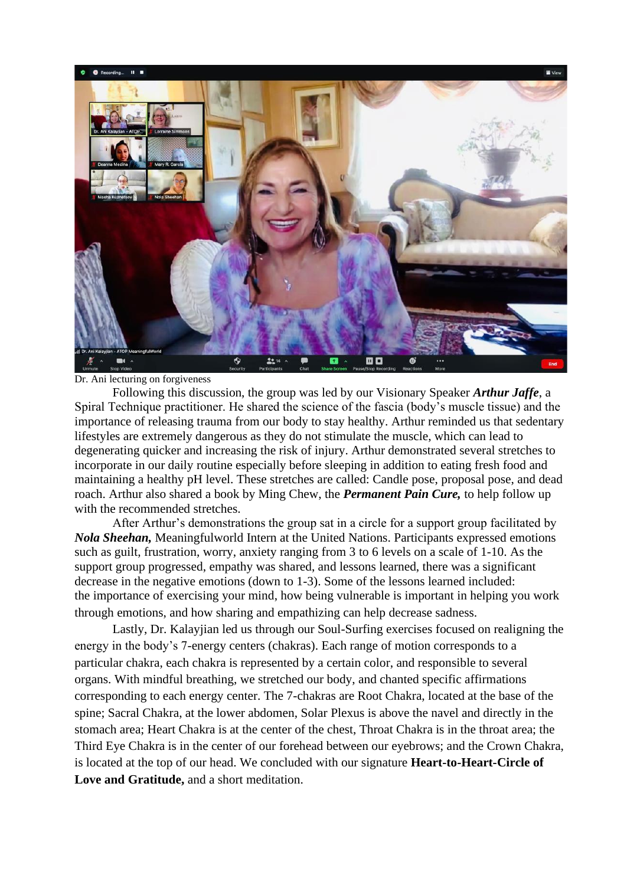Dr. Ani lecturing on forgiveness

Following this discussion, the group was led by our Visionary Speaker ***Arthur Jaffe***, a Spiral Technique practitioner. He shared the science of the fascia (body's muscle tissue) and the importance of releasing trauma from our body to stay healthy. Arthur reminded us that sedentary lifestyles are extremely dangerous as they do not stimulate the muscle, which can lead to degenerating quicker and increasing the risk of injury. Arthur demonstrated several stretches to incorporate in our daily routine especially before sleeping in addition to eating fresh food and maintaining a healthy pH level. These stretches are called: Candle pose, proposal pose, and dead roach. Arthur also shared a book by Ming Chew, the ***Permanent Pain Cure,*** to help follow up with the recommended stretches.

After Arthur's demonstrations the group sat in a circle for a support group facilitated by ***Nola Sheehan,*** Meaningfulworld Intern at the United Nations. Participants expressed emotions such as guilt, frustration, worry, anxiety ranging from 3 to 6 levels on a scale of 1-10. As the support group progressed, empathy was shared, and lessons learned, there was a significant decrease in the negative emotions (down to 1-3). Some of the lessons learned included: the importance of exercising your mind, how being vulnerable is important in helping you work through emotions, and how sharing and empathizing can help decrease sadness.

Lastly, Dr. Kalayjian led us through our Soul-Surfing exercises focused on realigning the energy in the body's 7-energy centers (chakras). Each range of motion corresponds to a particular chakra, each chakra is represented by a certain color, and responsible to several organs. With mindful breathing, we stretched our body, and chanted specific affirmations corresponding to each energy center. The 7-chakras are Root Chakra, located at the base of the spine; Sacral Chakra, at the lower abdomen, Solar Plexus is above the navel and directly in the stomach area; Heart Chakra is at the center of the chest, Throat Chakra is in the throat area; the Third Eye Chakra is in the center of our forehead between our eyebrows; and the Crown Chakra, is located at the top of our head. We concluded with our signature **Heart-to-Heart-Circle of Love and Gratitude,** and a short meditation.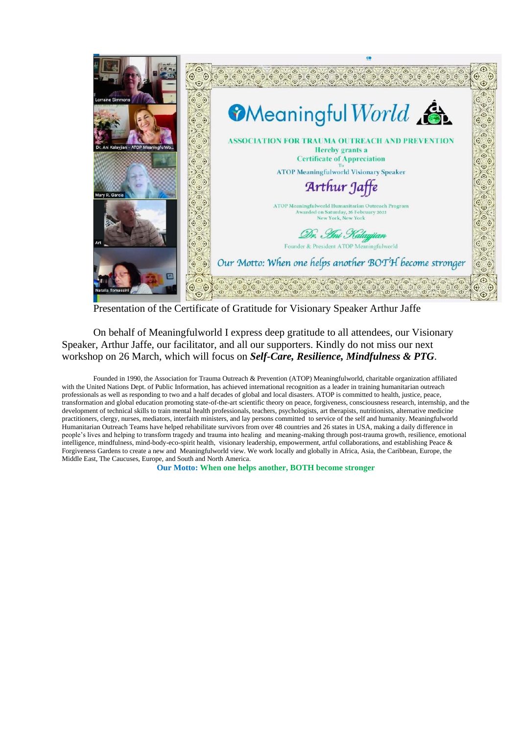Presentation of the Certificate of Gratitude for Visionary Speaker Arthur Jaffe

On behalf of Meaningfulworld I express deep gratitude to all attendees, our Visionary Speaker, Arthur Jaffe, our facilitator, and all our supporters. Kindly do not miss our next workshop on 26 March, which will focus on ***Self-Care, Resilience, Mindfulness & PTG***.

Founded in 1990, the Association for Trauma Outreach & Prevention (ATOP) Meaningfulworld, charitable organization affiliated with the United Nations Dept. of Public Information, has achieved international recognition as a leader in training humanitarian outreach professionals as well as responding to two and a half decades of global and local disasters. ATOP is committed to health, justice, peace, transformation and global education promoting state-of-the-art scientific theory on peace, forgiveness, consciousness research, internship, and the development of technical skills to train mental health professionals, teachers, psychologists, art therapists, nutritionists, alternative medicine practitioners, clergy, nurses, mediators, interfaith ministers, and lay persons committed to service of the self and humanity. Meaningfulworld Humanitarian Outreach Teams have helped rehabilitate survivors from over 48 countries and 26 states in USA, making a daily difference in people's lives and helping to transform tragedy and trauma into healing and meaning-making through post-trauma growth, resilience, emotional intelligence, mindfulness, mind-body-eco-spirit health, visionary leadership, empowerment, artful collaborations, and establishing Peace & Forgiveness Gardens to create a new and Meaningfulworld view. We work locally and globally in Africa, Asia, the Caribbean, Europe, the Middle East, The Caucuses, Europe, and South and North America.

**Our Motto: When one helps another, BOTH become stronger**